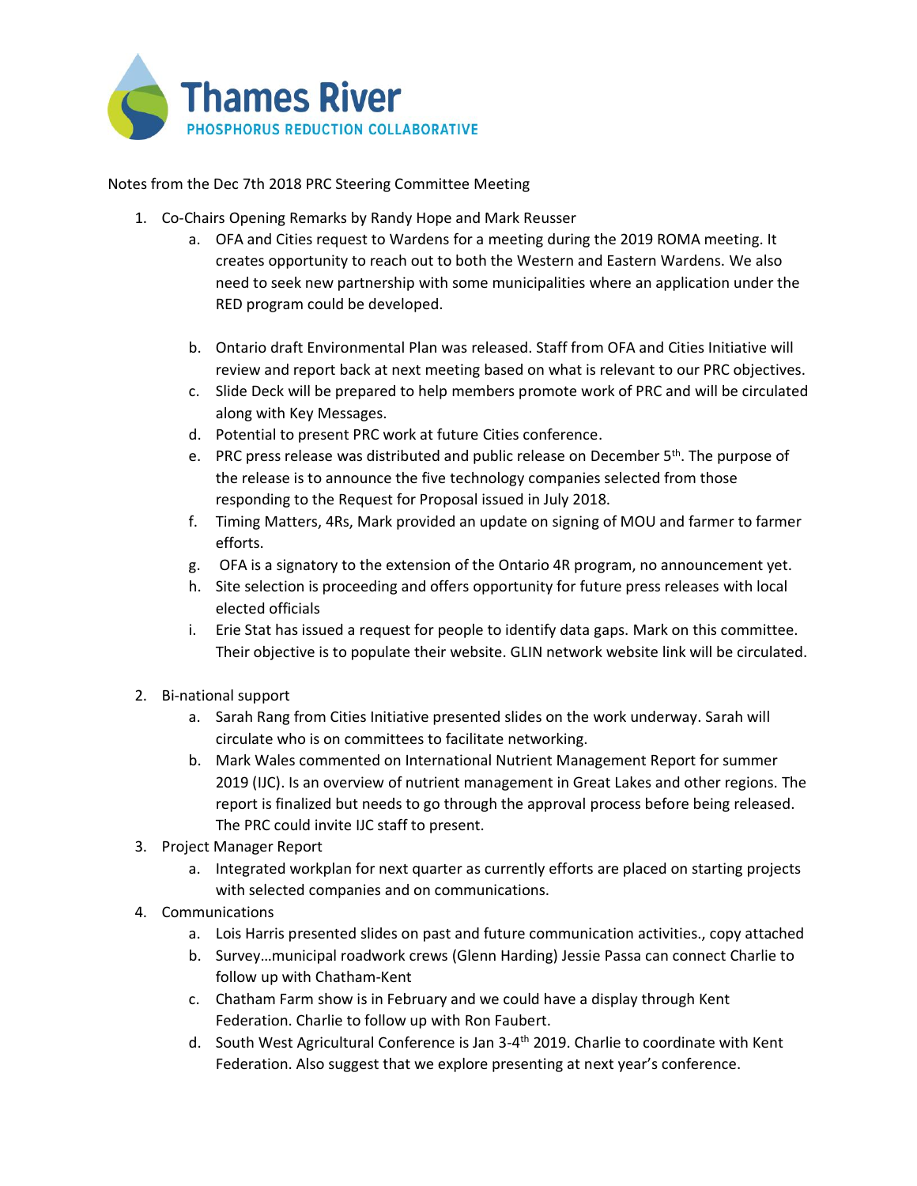# Thames River

PHOSPHORUS REDUCTION COLLABORATIVE

Notes from the Dec 7th 2018 PRC Steering Committee Meeting

1. Co-Chairs Opening Remarks by Randy Hope and Mark Reusser
    a. OFA and Cities request to Wardens for a meeting during the 2019 ROMA meeting. It creates opportunity to reach out to both the Western and Eastern Wardens. We also need to seek new partnership with some municipalities where an application under the RED program could be developed.
    b. Ontario draft Environmental Plan was released. Staff from OFA and Cities Initiative will review and report back at next meeting based on what is relevant to our PRC objectives.
    c. Slide Deck will be prepared to help members promote work of PRC and will be circulated along with Key Messages.
    d. Potential to present PRC work at future Cities conference.
    e. PRC press release was distributed and public release on December 5th. The purpose of the release is to announce the five technology companies selected from those responding to the Request for Proposal issued in July 2018.
    f. Timing Matters, 4Rs, Mark provided an update on signing of MOU and farmer to farmer efforts.
    g. OFA is a signatory to the extension of the Ontario 4R program, no announcement yet.
    h. Site selection is proceeding and offers opportunity for future press releases with local elected officials
    i. Erie Stat has issued a request for people to identify data gaps. Mark on this committee. Their objective is to populate their website. GLIN network website link will be circulated.
2. Bi-national support
    a. Sarah Rang from Cities Initiative presented slides on the work underway. Sarah will circulate who is on committees to facilitate networking.
    b. Mark Wales commented on International Nutrient Management Report for summer 2019 (IJC). Is an overview of nutrient management in Great Lakes and other regions. The report is finalized but needs to go through the approval process before being released. The PRC could invite IJC staff to present.
3. Project Manager Report
    a. Integrated workplan for next quarter as currently efforts are placed on starting projects with selected companies and on communications.
4. Communications
    a. Lois Harris presented slides on past and future communication activities., copy attached
    b. Survey…municipal roadwork crews (Glenn Harding) Jessie Passa can connect Charlie to follow up with Chatham-Kent
    c. Chatham Farm show is in February and we could have a display through Kent Federation. Charlie to follow up with Ron Faubert.
    d. South West Agricultural Conference is Jan 3-4th 2019. Charlie to coordinate with Kent Federation. Also suggest that we explore presenting at next year's conference.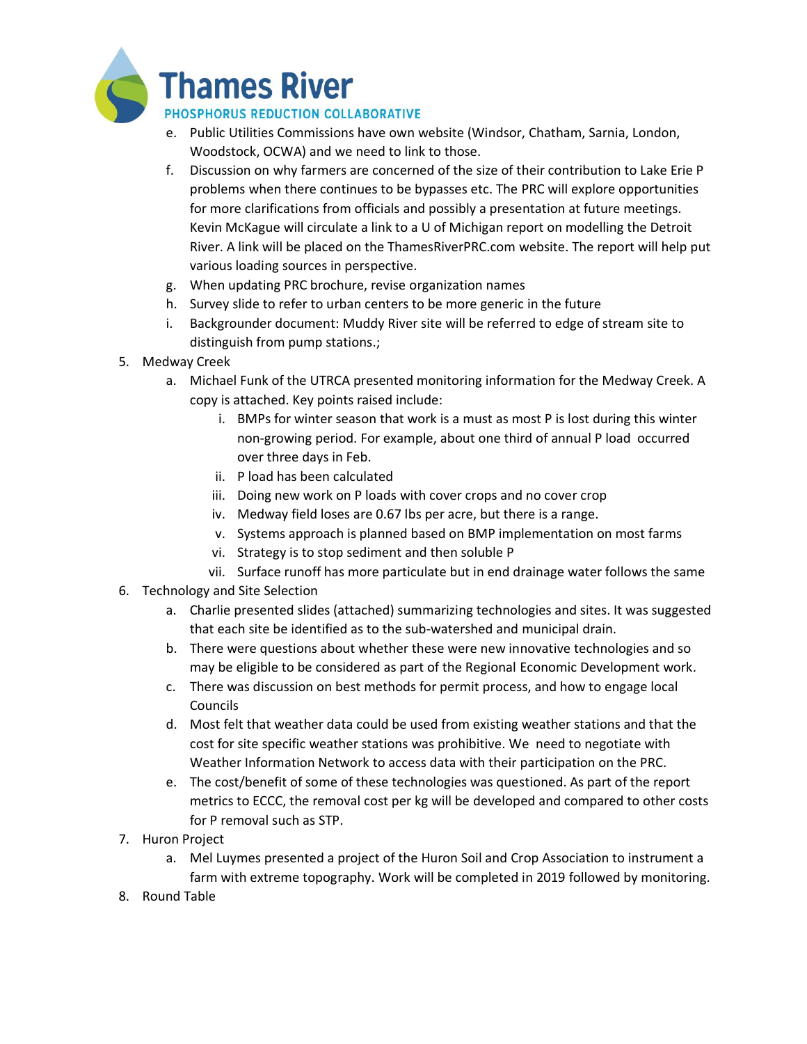e. Public Utilities Commissions have own website (Windsor, Chatham, Sarnia, London, Woodstock, OCWA) and we need to link to those.
f. Discussion on why farmers are concerned of the size of their contribution to Lake Erie P problems when there continues to be bypasses etc. The PRC will explore opportunities for more clarifications from officials and possibly a presentation at future meetings. Kevin McKague will circulate a link to a U of Michigan report on modelling the Detroit River. A link will be placed on the ThamesRiverPRC.com website. The report will help put various loading sources in perspective.
g. When updating PRC brochure, revise organization names
h. Survey slide to refer to urban centers to be more generic in the future
i. Backgrounder document: Muddy River site will be referred to edge of stream site to distinguish from pump stations.;

5. Medway Creek
   a. Michael Funk of the UTRCA presented monitoring information for the Medway Creek. A copy is attached. Key points raised include:
      i. BMPs for winter season that work is a must as most P is lost during this winter non-growing period. For example, about one third of annual P load occurred over three days in Feb.
      ii. P load has been calculated
      iii. Doing new work on P loads with cover crops and no cover crop
      iv. Medway field loses are 0.67 lbs per acre, but there is a range.
      v. Systems approach is planned based on BMP implementation on most farms
      vi. Strategy is to stop sediment and then soluble P
      vii. Surface runoff has more particulate but in end drainage water follows the same
6. Technology and Site Selection
   a. Charlie presented slides (attached) summarizing technologies and sites. It was suggested that each site be identified as to the sub-watershed and municipal drain.
   b. There were questions about whether these were new innovative technologies and so may be eligible to be considered as part of the Regional Economic Development work.
   c. There was discussion on best methods for permit process, and how to engage local Councils
   d. Most felt that weather data could be used from existing weather stations and that the cost for site specific weather stations was prohibitive. We need to negotiate with Weather Information Network to access data with their participation on the PRC.
   e. The cost/benefit of some of these technologies was questioned. As part of the report metrics to ECCC, the removal cost per kg will be developed and compared to other costs for P removal such as STP.
7. Huron Project
   a. Mel Luymes presented a project of the Huron Soil and Crop Association to instrument a farm with extreme topography. Work will be completed in 2019 followed by monitoring.
8. Round Table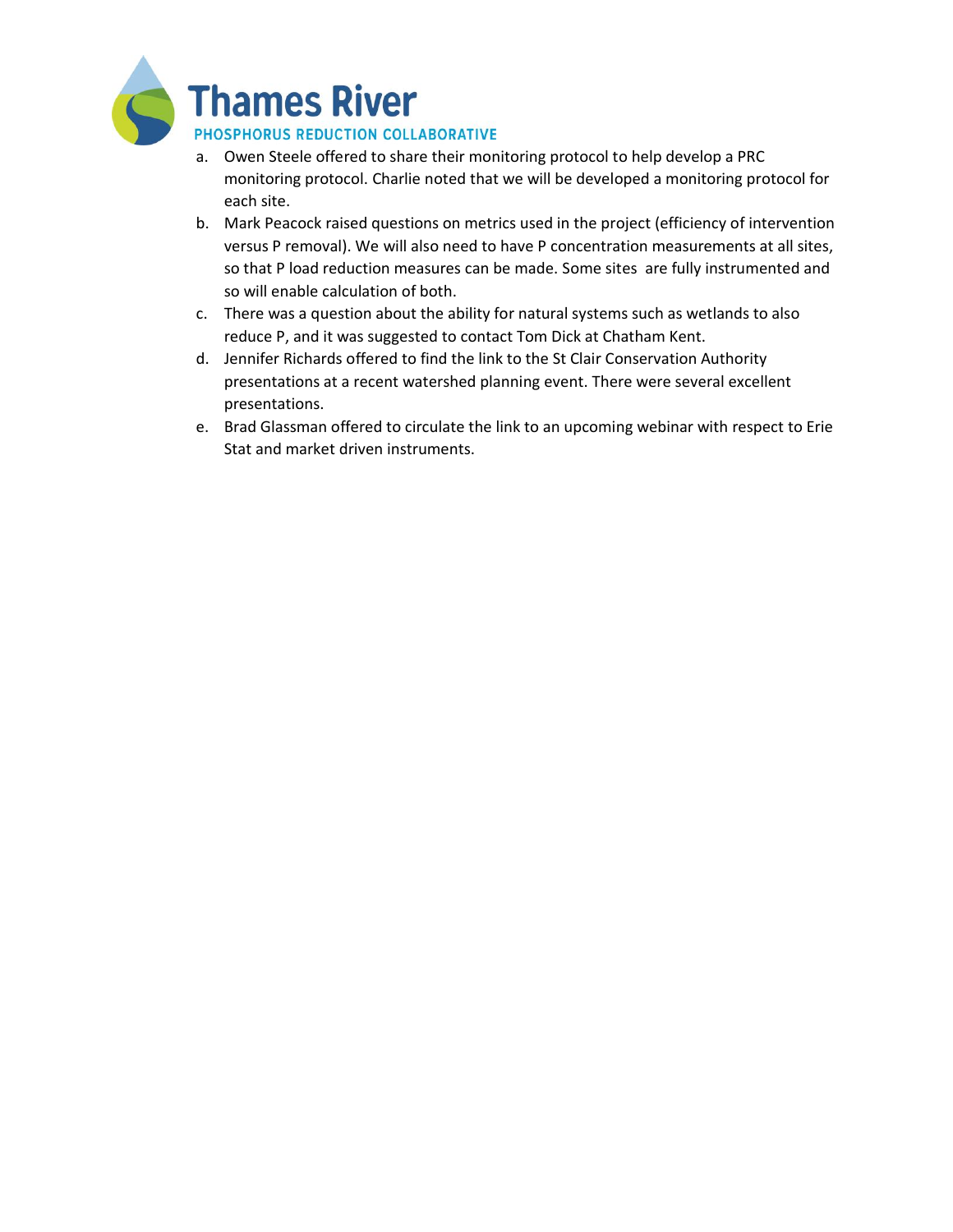a. Owen Steele offered to share their monitoring protocol to help develop a PRC monitoring protocol. Charlie noted that we will be developed a monitoring protocol for each site.
b. Mark Peacock raised questions on metrics used in the project (efficiency of intervention versus P removal). We will also need to have P concentration measurements at all sites, so that P load reduction measures can be made. Some sites  are fully instrumented and so will enable calculation of both.
c. There was a question about the ability for natural systems such as wetlands to also reduce P, and it was suggested to contact Tom Dick at Chatham Kent.
d. Jennifer Richards offered to find the link to the St Clair Conservation Authority presentations at a recent watershed planning event. There were several excellent presentations.
e. Brad Glassman offered to circulate the link to an upcoming webinar with respect to Erie Stat and market driven instruments.